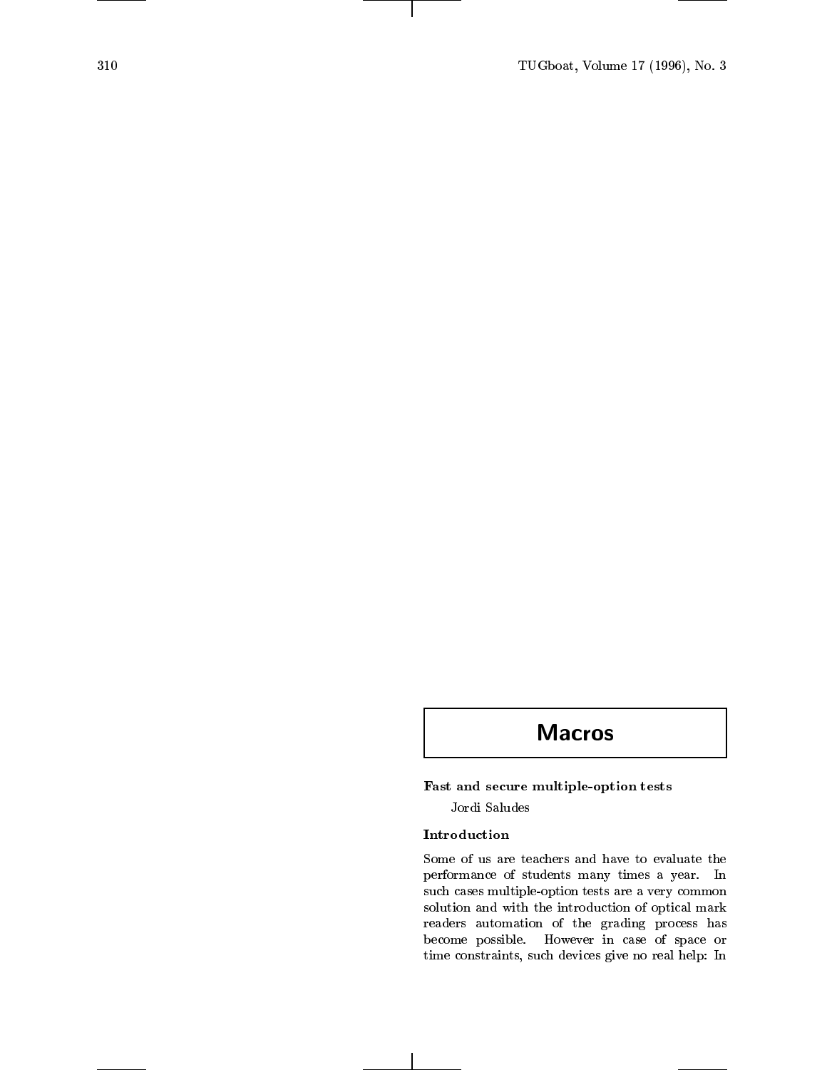# Macros

## Fast and secure multiple-option tests

Jordi Saludes

### Introduction

Some of us are teachers and have to evaluate the performance of students many times a year. In such cases multiple-option tests are a very common solution and with the introduction of optical mark readers automation of the grading process has become possible. However in case of space or time constraints, such devices give no real help: In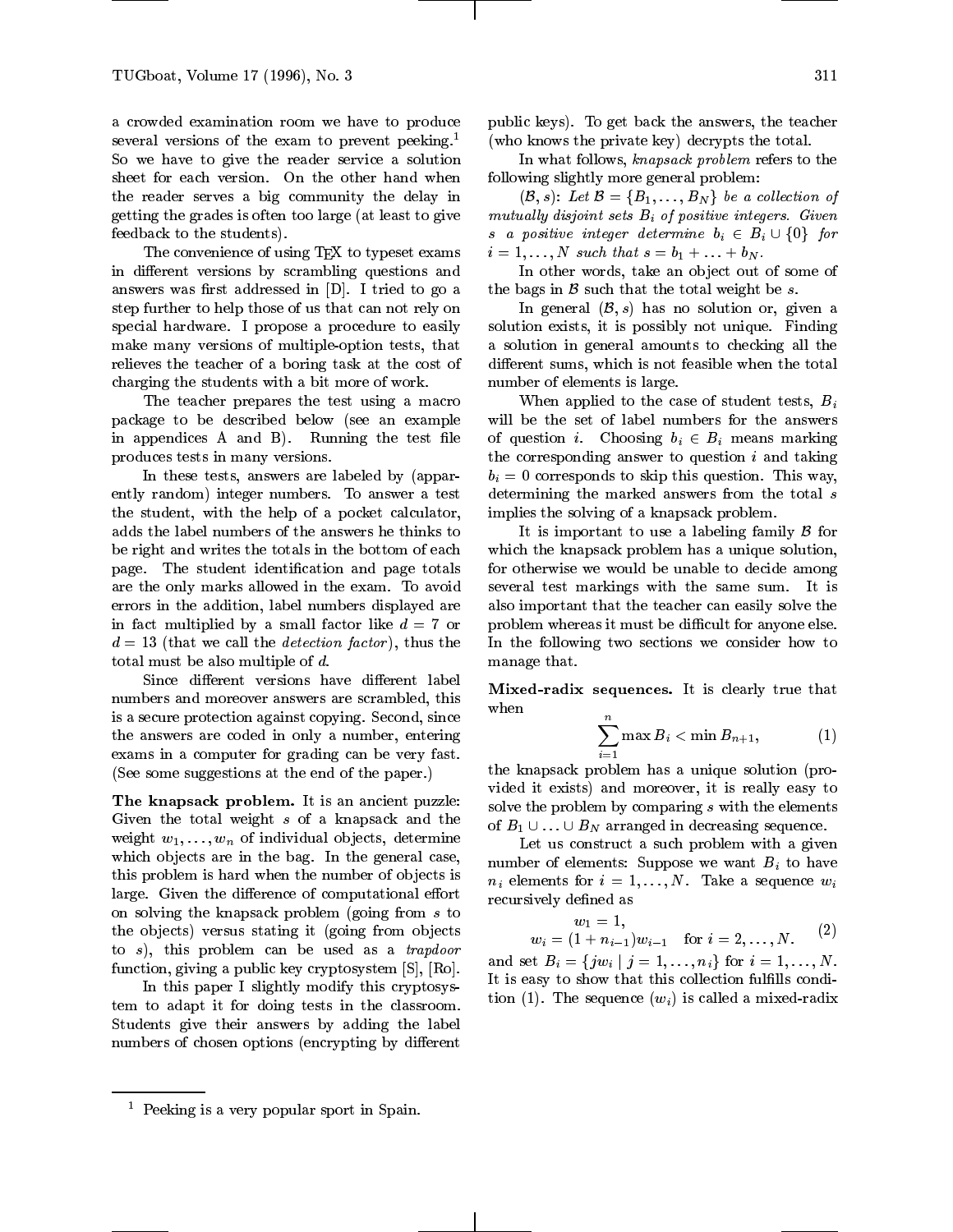a crowded examination room we have to produce several versions of the exam to prevent peeking.[1] So we have to give the reader service a solution sheet for each version. On the other hand when the reader serves a big community the delay in getting the grades is often too large (at least to give feedback to the students).

The convenience of using TEX to typeset exams in different versions by scrambling questions and answers was first addressed in [D]. I tried to go a step further to help those of us that can not rely on special hardware. I propose a procedure to easily make many versions of multiple-option tests, that relieves the teacher of a boring task at the cost of charging the students with a bit more of work.

The teacher prepares the test using a macro package to be described below (see an example in appendices A and B). Running the test file produces tests in many versions.

In these tests, answers are labeled by (apparently random) integer numbers. To answer a test the student, with the help of a pocket calculator, adds the label numbers of the answers he thinks to be right and writes the totals in the bottom of each page. The student identification and page totals are the only marks allowed in the exam. To avoid errors in the addition, label numbers displayed are in fact multiplied by a small factor like $d = 7$ or $d = 13$ (that we call the *detection factor*), thus the total must be also multiple of $d$.

Since different versions have different label numbers and moreover answers are scrambled, this is a secure protection against copying. Second, since the answers are coded in only a number, entering exams in a computer for grading can be very fast. (See some suggestions at the end of the paper.)

**The knapsack problem.** It is an ancient puzzle: Given the total weight $s$ of a knapsack and the weight $w_1, \ldots, w_n$ of individual objects, determine which objects are in the bag. In the general case, this problem is hard when the number of objects is large. Given the difference of computational effort on solving the knapsack problem (going from $s$ to the objects) versus stating it (going from objects to $s$), this problem can be used as a *trapdoor* function, giving a public key cryptosystem [S], [Ro].

In this paper I slightly modify this cryptosystem to adapt it for doing tests in the classroom. Students give their answers by adding the label numbers of chosen options (encrypting by different public keys). To get back the answers, the teacher (who knows the private key) decrypts the total.

In what follows, *knapsack problem* refers to the following slightly more general problem:

$(\mathcal{B}, s)$: *Let $\mathcal{B} = \{B_1, \ldots, B_N\}$ be a collection of mutually disjoint sets $B_i$ of positive integers. Given $s$ a positive integer determine $b_i \in B_i \cup \{0\}$ for $i = 1, \ldots, N$ such that $s = b_1 + \ldots + b_N$.*

In other words, take an object out of some of the bags in $\mathcal{B}$ such that the total weight be $s$.

In general $(\mathcal{B}, s)$ has no solution or, given a solution exists, it is possibly not unique. Finding a solution in general amounts to checking all the different sums, which is not feasible when the total number of elements is large.

When applied to the case of student tests, $B_i$ will be the set of label numbers for the answers of question $i$. Choosing $b_i \in B_i$ means marking the corresponding answer to question $i$ and taking $b_i = 0$ corresponds to skip this question. This way, determining the marked answers from the total $s$ implies the solving of a knapsack problem.

It is important to use a labeling family $\mathcal{B}$ for which the knapsack problem has a unique solution, for otherwise we would be unable to decide among several test markings with the same sum. It is also important that the teacher can easily solve the problem whereas it must be difficult for anyone else. In the following two sections we consider how to manage that.

**Mixed-radix sequences.** It is clearly true that when

$$\sum_{i=1}^{n} \max B_i < \min B_{n+1}, \tag{1}$$

the knapsack problem has a unique solution (provided it exists) and moreover, it is really easy to solve the problem by comparing $s$ with the elements of $B_1 \cup \ldots \cup B_N$ arranged in decreasing sequence.

Let us construct a such problem with a given number of elements: Suppose we want $B_i$ to have $n_i$ elements for $i = 1, \ldots, N$. Take a sequence $w_i$ recursively defined as

$$\begin{aligned} w_1 &= 1, \\ w_i &= (1 + n_{i-1}) w_{i-1} \quad \text{for } i = 2, \ldots, N. \end{aligned} \tag{2}$$

and set $B_i = \{ j w_i \mid j = 1, \ldots, n_i \}$ for $i = 1, \ldots, N$. It is easy to show that this collection fulfills condition (1). The sequence $(w_i)$ is called a mixed-radix

---

[1] Peeking is a very popular sport in Spain.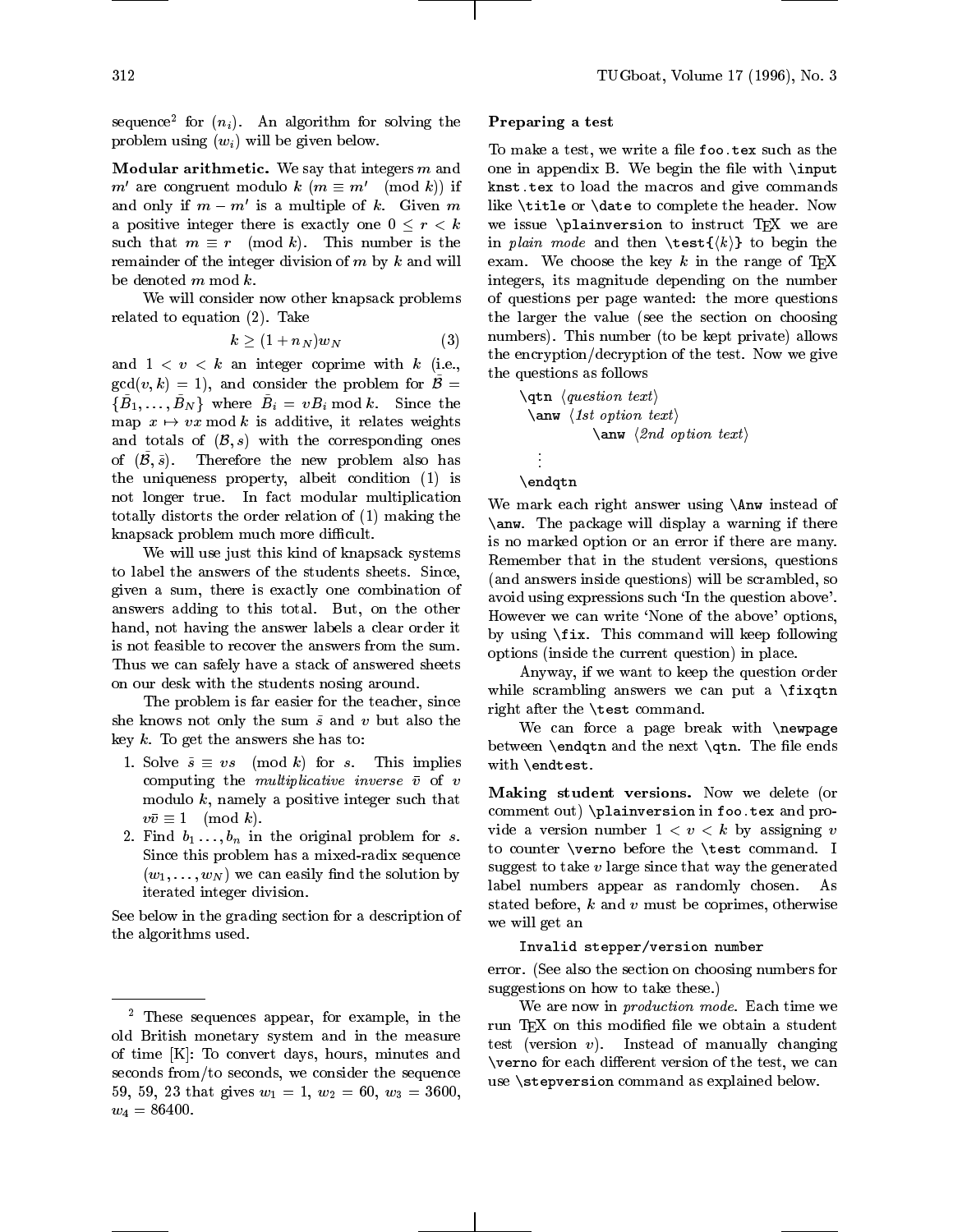sequence[2] for $(n_i)$. An algorithm for solving the problem using $(w_i)$ will be given below.

**Modular arithmetic.** We say that integers $m$ and $m'$ are congruent modulo $k$ ($m \equiv m' \pmod{k}$) if and only if $m - m'$ is a multiple of $k$. Given $m$ a positive integer there is exactly one $0 \leq r < k$ such that $m \equiv r \pmod{k}$. This number is the remainder of the integer division of $m$ by $k$ and will be denoted $m \bmod k$.

We will consider now other knapsack problems related to equation (2). Take

$$k \geq (1 + n_N)w_N \tag{3}$$

and $1 < v < k$ an integer coprime with $k$ (i.e., $\gcd(v, k) = 1$), and consider the problem for $\bar{\mathcal{B}} = \{\bar{B}_1, \ldots, \bar{B}_N\}$ where $\bar{B}_i = vB_i \bmod k$. Since the map $x \mapsto vx \bmod k$ is additive, it relates weights and totals of $(\mathcal{B}, s)$ with the corresponding ones of $(\bar{\mathcal{B}}, \bar{s})$. Therefore the new problem also has the uniqueness property, albeit condition (1) is not longer true. In fact modular multiplication totally distorts the order relation of (1) making the knapsack problem much more difficult.

We will use just this kind of knapsack systems to label the answers of the students sheets. Since, given a sum, there is exactly one combination of answers adding to this total. But, on the other hand, not having the answer labels a clear order it is not feasible to recover the answers from the sum. Thus we can safely have a stack of answered sheets on our desk with the students nosing around.

The problem is far easier for the teacher, since she knows not only the sum $\bar{s}$ and $v$ but also the key $k$. To get the answers she has to:

1. Solve $\bar{s} \equiv vs \pmod{k}$ for $s$. This implies computing the *multiplicative inverse* $\bar{v}$ of $v$ modulo $k$, namely a positive integer such that $v\bar{v} \equiv 1 \pmod{k}$.
2. Find $b_1 \ldots, b_n$ in the original problem for $s$. Since this problem has a mixed-radix sequence $(w_1, \ldots, w_N)$ we can easily find the solution by iterated integer division.

See below in the grading section for a description of the algorithms used.

---

[2] These sequences appear, for example, in the old British monetary system and in the measure of time [K]: To convert days, hours, minutes and seconds from/to seconds, we consider the sequence 59, 59, 23 that gives $w_1 = 1$, $w_2 = 60$, $w_3 = 3600$, $w_4 = 86400$.

### Preparing a test

To make a test, we write a file `foo.tex` such as the one in appendix B. We begin the file with `\input knst.tex` to load the macros and give commands like `\title` or `\date` to complete the header. Now we issue `\plainversion` to instruct TEX we are in *plain mode* and then `\test{⟨k⟩}` to begin the exam. We choose the key $k$ in the range of TEX integers, its magnitude depending on the number of questions per page wanted: the more questions the larger the value (see the section on choosing numbers). This number (to be kept private) allows the encryption/decryption of the test. Now we give the questions as follows

```
\qtn ⟨question text⟩
 \anw ⟨1st option text⟩
        \anw ⟨2nd option text⟩
   ⋮
\endqtn
```

We mark each right answer using `\Anw` instead of `\anw`. The package will display a warning if there is no marked option or an error if there are many. Remember that in the student versions, questions (and answers inside questions) will be scrambled, so avoid using expressions such 'In the question above'. However we can write 'None of the above' options, by using `\fix`. This command will keep following options (inside the current question) in place.

Anyway, if we want to keep the question order while scrambling answers we can put a `\fixqtn` right after the `\test` command.

We can force a page break with `\newpage` between `\endqtn` and the next `\qtn`. The file ends with `\endtest`.

**Making student versions.** Now we delete (or comment out) `\plainversion` in `foo.tex` and provide a version number $1 < v < k$ by assigning $v$ to counter `\verno` before the `\test` command. I suggest to take $v$ large since that way the generated label numbers appear as randomly chosen. As stated before, $k$ and $v$ must be coprimes, otherwise we will get an

```
Invalid stepper/version number
```

error. (See also the section on choosing numbers for suggestions on how to take these.)

We are now in *production mode*. Each time we run TEX on this modified file we obtain a student test (version $v$). Instead of manually changing `\verno` for each different version of the test, we can use `\stepversion` command as explained below.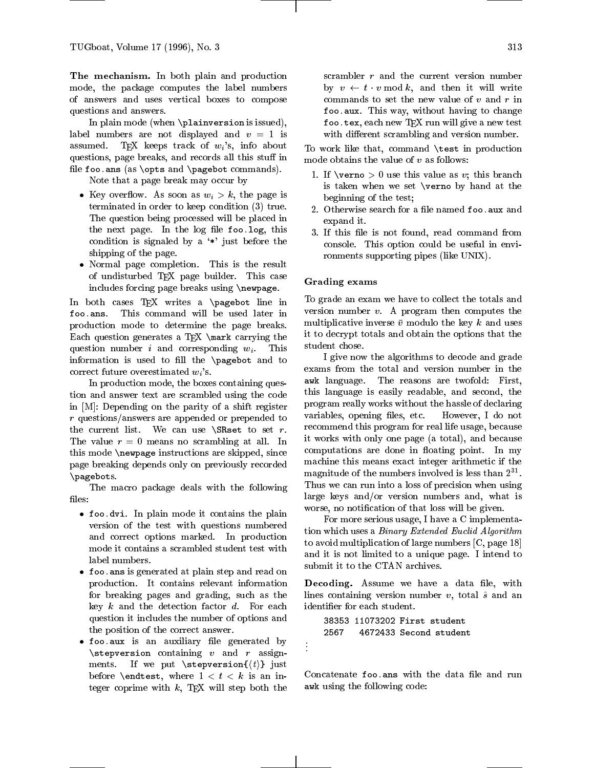**The mechanism.** In both plain and production mode, the package computes the label numbers of answers and uses vertical boxes to compose questions and answers.

In plain mode (when `\plainversion` is issued), label numbers are not displayed and $v = 1$ is assumed. TeX keeps track of $w_i$'s, info about questions, page breaks, and records all this stuff in file `foo.ans` (as `\opts` and `\pagebot` commands).

Note that a page break may occur by

- Key overflow. As soon as $w_i > k$, the page is terminated in order to keep condition (3) true. The question being processed will be placed in the next page. In the log file `foo.log`, this condition is signaled by a '`*`' just before the shipping of the page.
- Normal page completion. This is the result of undisturbed TeX page builder. This case includes forcing page breaks using `\newpage`.

In both cases TeX writes a `\pagebot` line in `foo.ans`. This command will be used later in production mode to determine the page breaks. Each question generates a TeX `\mark` carrying the question number $i$ and corresponding $w_i$. This information is used to fill the `\pagebot` and to correct future overestimated $w_i$'s.

In production mode, the boxes containing question and answer text are scrambled using the code in [M]: Depending on the parity of a shift register $r$ questions/answers are appended or prepended to the current list. We can use `\SRset` to set $r$. The value $r = 0$ means no scrambling at all. In this mode `\newpage` instructions are skipped, since page breaking depends only on previously recorded `\pagebot`s.

The macro package deals with the following files:

- `foo.dvi`. In plain mode it contains the plain version of the test with questions numbered and correct options marked. In production mode it contains a scrambled student test with label numbers.
- `foo.ans` is generated at plain step and read on production. It contains relevant information for breaking pages and grading, such as the key $k$ and the detection factor $d$. For each question it includes the number of options and the position of the correct answer.
- `foo.aux` is an auxiliary file generated by `\stepversion` containing $v$ and $r$ assignments. If we put `\stepversion{`$\langle t\rangle$`}` just before `\endtest`, where $1 < t < k$ is an integer coprime with $k$, TeX will step both the scrambler $r$ and the current version number by $v \leftarrow t \cdot v \bmod k$, and then it will write commands to set the new value of $v$ and $r$ in `foo.aux`. This way, without having to change `foo.tex`, each new TeX run will give a new test with different scrambling and version number.

To work like that, command `\test` in production mode obtains the value of $v$ as follows:

1. If `\verno` $> 0$ use this value as $v$; this branch is taken when we set `\verno` by hand at the beginning of the test;
2. Otherwise search for a file named `foo.aux` and expand it.
3. If this file is not found, read command from console. This option could be useful in environments supporting pipes (like UNIX).

### Grading exams

To grade an exam we have to collect the totals and version number $v$. A program then computes the multiplicative inverse $\bar{v}$ modulo the key $k$ and uses it to decrypt totals and obtain the options that the student chose.

I give now the algorithms to decode and grade exams from the total and version number in the `awk` language. The reasons are twofold: First, this language is easily readable, and second, the program really works without the hassle of declaring variables, opening files, etc. However, I do not recommend this program for real life usage, because it works with only one page (a total), and because computations are done in floating point. In my machine this means exact integer arithmetic if the magnitude of the numbers involved is less than $2^{31}$. Thus we can run into a loss of precision when using large keys and/or version numbers and, what is worse, no notification of that loss will be given.

For more serious usage, I have a C implementation which uses a *Binary Extended Euclid Algorithm* to avoid multiplication of large numbers [C, page 18] and it is not limited to a unique page. I intend to submit it to the CTAN archives.

**Decoding.** Assume we have a data file, with lines containing version number $v$, total $\bar{s}$ and an identifier for each student.

```
38353 11073202 First student
2567   4672433 Second student
⋮
```

Concatenate `foo.ans` with the data file and run `awk` using the following code: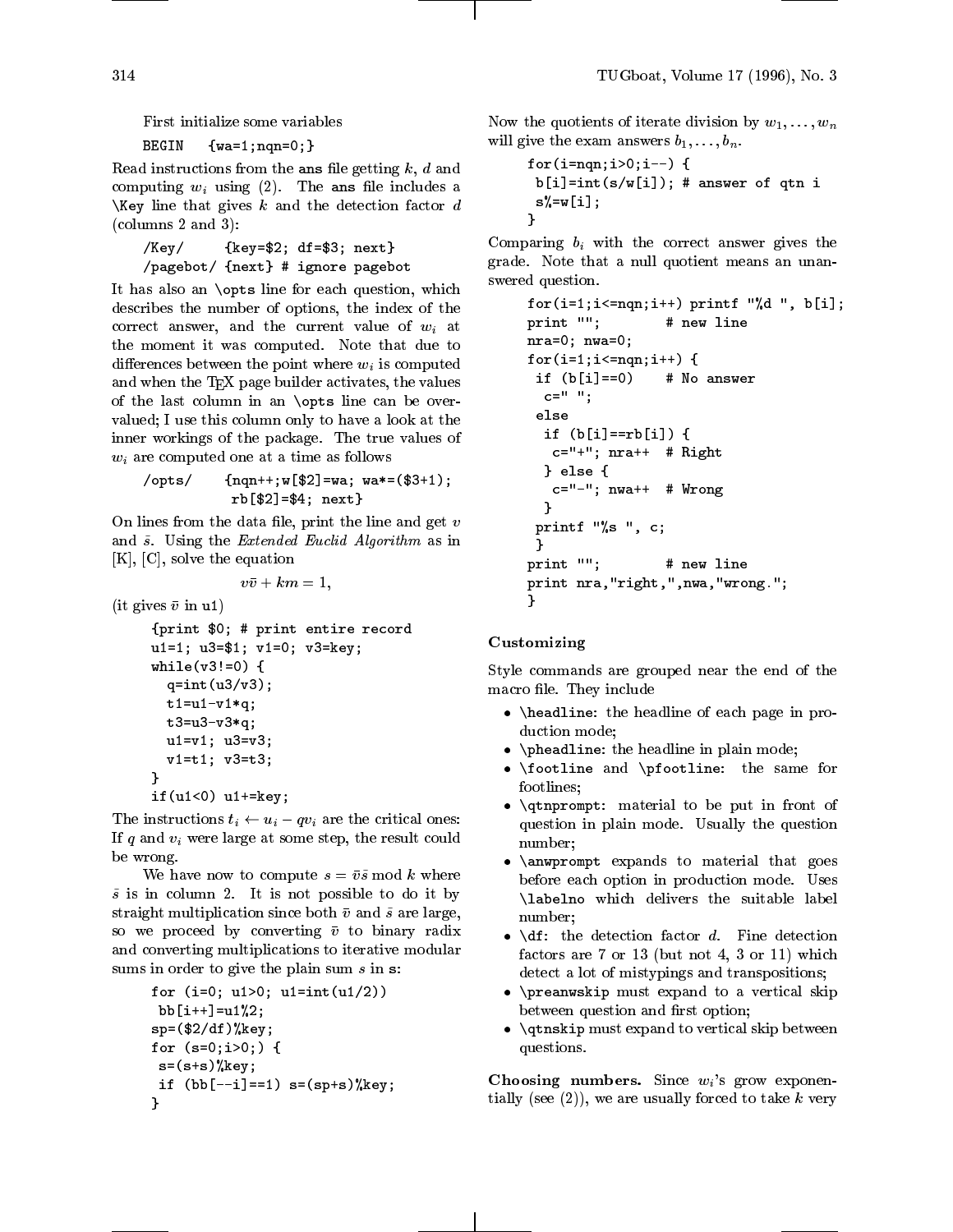First initialize some variables

```
BEGIN   {wa=1;nqn=0;}
```

Read instructions from the `ans` file getting $k$, $d$ and computing $w_i$ using (2). The `ans` file includes a `\Key` line that gives $k$ and the detection factor $d$ (columns 2 and 3):

```
/Key/     {key=$2; df=$3; next}
/pagebot/ {next} # ignore pagebot
```

It has also an `\opts` line for each question, which describes the number of options, the index of the correct answer, and the current value of $w_i$ at the moment it was computed. Note that due to differences between the point where $w_i$ is computed and when the TEX page builder activates, the values of the last column in an `\opts` line can be overvalued; I use this column only to have a look at the inner workings of the package. The true values of $w_i$ are computed one at a time as follows

```
/opts/    {nqn++;w[$2]=wa; wa*=($3+1);
           rb[$2]=$4; next}
```

On lines from the data file, print the line and get $v$ and $\bar{s}$. Using the *Extended Euclid Algorithm* as in [K], [C], solve the equation

$$v\bar{v} + km = 1,$$

(it gives $\bar{v}$ in u1)

```
{print $0; # print entire record
u1=1; u3=$1; v1=0; v3=key;
while(v3!=0) {
  q=int(u3/v3);
  t1=u1-v1*q;
  t3=u3-v3*q;
  u1=v1; u3=v3;
  v1=t1; v3=t3;
}
if(u1<0) u1+=key;
```

The instructions $t_i \leftarrow u_i - qv_i$ are the critical ones: If $q$ and $v_i$ were large at some step, the result could be wrong.

We have now to compute $s = \bar{v}\bar{s} \bmod k$ where $\bar{s}$ is in column 2. It is not possible to do it by straight multiplication since both $\bar{v}$ and $\bar{s}$ are large, so we proceed by converting $\bar{v}$ to binary radix and converting multiplications to iterative modular sums in order to give the plain sum $s$ in s:

```
for (i=0; u1>0; u1=int(u1/2))
 bb[i++]=u1%2;
sp=($2/df)%key;
for (s=0;i>0;) {
 s=(s+s)%key;
 if (bb[--i]==1) s=(sp+s)%key;
}
```

Now the quotients of iterate division by $w_1, \ldots, w_n$ will give the exam answers $b_1, \ldots, b_n$.

```
for(i=nqn;i>0;i--) {
 b[i]=int(s/w[i]); # answer of qtn i
 s%=w[i];
}
```

Comparing $b_i$ with the correct answer gives the grade. Note that a null quotient means an unanswered question.

```
for(i=1;i<=nqn;i++) printf "%d ", b[i];
print "";        # new line
nra=0; nwa=0;
for(i=1;i<=nqn;i++) {
 if (b[i]==0)    # No answer
  c=" ";
 else
  if (b[i]==rb[i]) {
   c="+"; nra++  # Right
  } else {
   c="-"; nwa++  # Wrong
  }
 printf "%s ", c;
 }
print "";        # new line
print nra,"right,",nwa,"wrong.";
}
```

### Customizing

Style commands are grouped near the end of the macro file. They include

- `\headline`: the headline of each page in production mode;
- `\pheadline`: the headline in plain mode;
- `\footline` and `\pfootline`: the same for footlines;
- `\qtnprompt`: material to be put in front of question in plain mode. Usually the question number;
- `\anwprompt` expands to material that goes before each option in production mode. Uses `\labelno` which delivers the suitable label number;
- `\df`: the detection factor $d$. Fine detection factors are 7 or 13 (but not 4, 3 or 11) which detect a lot of mistypings and transpositions;
- `\preanwskip` must expand to a vertical skip between question and first option;
- `\qtnskip` must expand to vertical skip between questions.

**Choosing numbers.** Since $w_i$'s grow exponentially (see (2)), we are usually forced to take $k$ very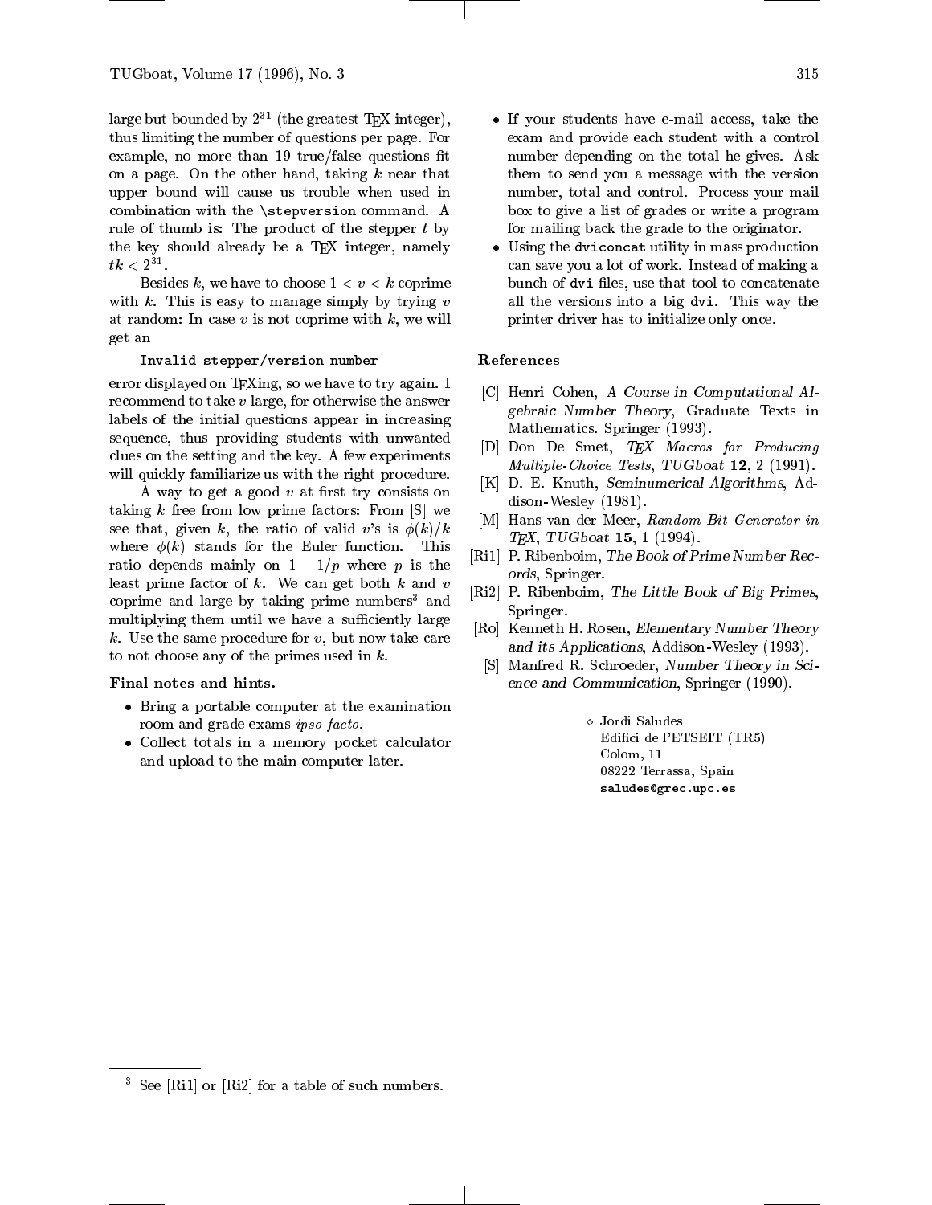large but bounded by $2^{31}$ (the greatest TEX integer), thus limiting the number of questions per page. For example, no more than 19 true/false questions fit on a page. On the other hand, taking $k$ near that upper bound will cause us trouble when used in combination with the `\stepversion` command. A rule of thumb is: The product of the stepper $t$ by the key should already be a TEX integer, namely $tk < 2^{31}$.

Besides $k$, we have to choose $1 < v < k$ coprime with $k$. This is easy to manage simply by trying $v$ at random: In case $v$ is not coprime with $k$, we will get an

```
Invalid stepper/version number
```

error displayed on TEXing, so we have to try again. I recommend to take $v$ large, for otherwise the answer labels of the initial questions appear in increasing sequence, thus providing students with unwanted clues on the setting and the key. A few experiments will quickly familiarize us with the right procedure.

A way to get a good $v$ at first try consists on taking $k$ free from low prime factors: From [S] we see that, given $k$, the ratio of valid $v$'s is $\phi(k)/k$ where $\phi(k)$ stands for the Euler function. This ratio depends mainly on $1 - 1/p$ where $p$ is the least prime factor of $k$. We can get both $k$ and $v$ coprime and large by taking prime numbers[3] and multiplying them until we have a sufficiently large $k$. Use the same procedure for $v$, but now take care to not choose any of the primes used in $k$.

**Final notes and hints.**

- Bring a portable computer at the examination room and grade exams *ipso facto*.
- Collect totals in a memory pocket calculator and upload to the main computer later.
- If your students have e-mail access, take the exam and provide each student with a control number depending on the total he gives. Ask them to send you a message with the version number, total and control. Process your mail box to give a list of grades or write a program for mailing back the grade to the originator.
- Using the `dviconcat` utility in mass production can save you a lot of work. Instead of making a bunch of `dvi` files, use that tool to concatenate all the versions into a big `dvi`. This way the printer driver has to initialize only once.

**References**

- [C] Henri Cohen, *A Course in Computational Algebraic Number Theory*, Graduate Texts in Mathematics. Springer (1993).
- [D] Don De Smet, *TEX Macros for Producing Multiple-Choice Tests*, *TUGboat* **12**, 2 (1991).
- [K] D. E. Knuth, *Seminumerical Algorithms*, Addison-Wesley (1981).
- [M] Hans van der Meer, *Random Bit Generator in TEX*, *TUGboat* **15**, 1 (1994).
- [Ri1] P. Ribenboim, *The Book of Prime Number Records*, Springer.
- [Ri2] P. Ribenboim, *The Little Book of Big Primes*, Springer.
- [Ro] Kenneth H. Rosen, *Elementary Number Theory and its Applications*, Addison-Wesley (1993).
- [S] Manfred R. Schroeder, *Number Theory in Science and Communication*, Springer (1990).

◇ Jordi Saludes
Edifici de l'ETSEIT (TR5)
Colom, 11
08222 Terrassa, Spain
`saludes@grec.upc.es`

[3] See [Ri1] or [Ri2] for a table of such numbers.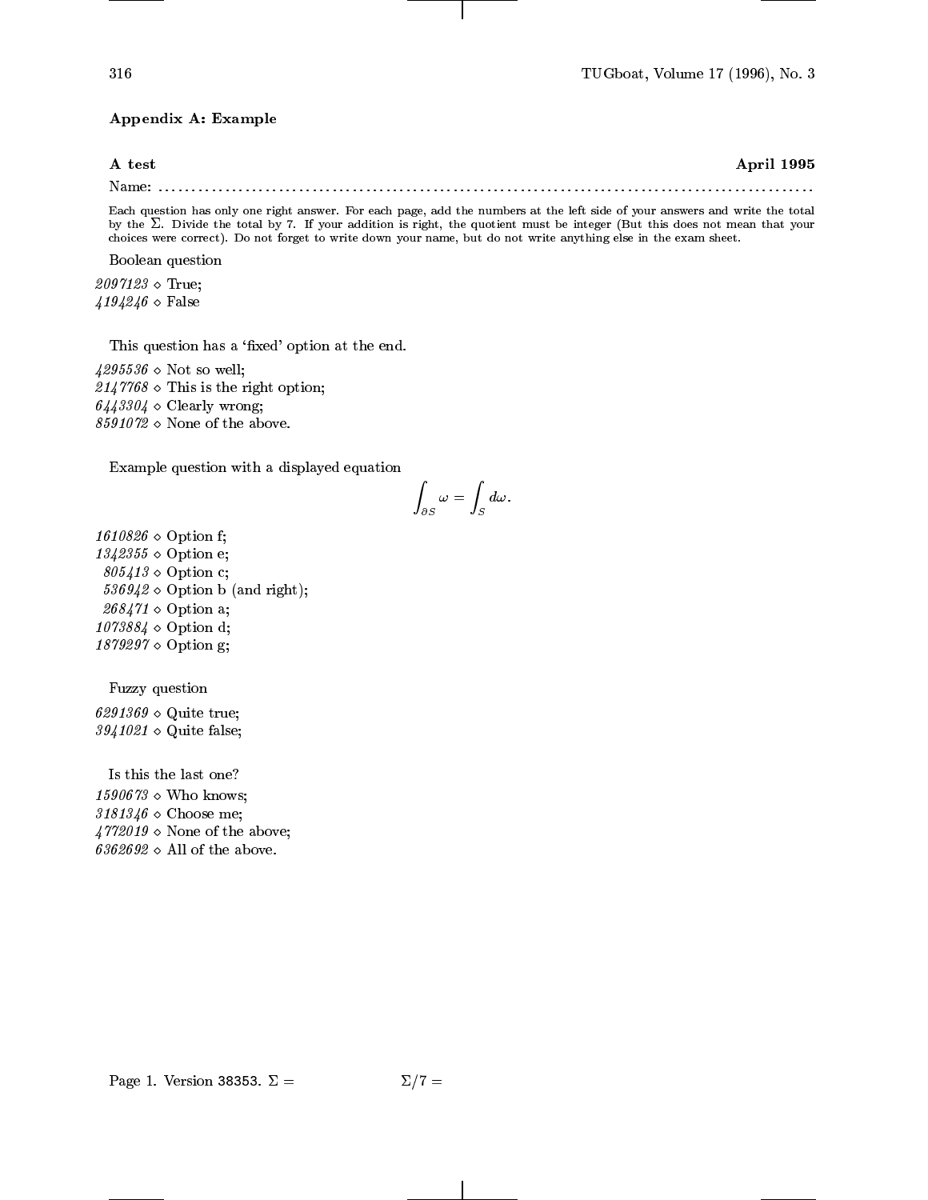### Appendix A: Example

**A test** **April 1995**

Name: ..........................................................................................................

Each question has only one right answer. For each page, add the numbers at the left side of your answers and write the total by the $\Sigma$. Divide the total by 7. If your addition is right, the quotient must be integer (But this does not mean that your choices were correct). Do not forget to write down your name, but do not write anything else in the exam sheet.

Boolean question

*2097123* ⋄ True;
*4194246* ⋄ False

This question has a 'fixed' option at the end.

*4295536* ⋄ Not so well;
*2147768* ⋄ This is the right option;
*6443304* ⋄ Clearly wrong;
*8591072* ⋄ None of the above.

Example question with a displayed equation

$$\int_{\partial S} \omega = \int_S d\omega.$$

*1610826* ⋄ Option f;
*1342355* ⋄ Option e;
*805413* ⋄ Option c;
*536942* ⋄ Option b (and right);
*268471* ⋄ Option a;
*1073884* ⋄ Option d;
*1879297* ⋄ Option g;

Fuzzy question

*6291369* ⋄ Quite true;
*3941021* ⋄ Quite false;

Is this the last one?

*1590673* ⋄ Who knows;
*3181346* ⋄ Choose me;
*4772019* ⋄ None of the above;
*6362692* ⋄ All of the above.

Page 1. Version 38353. $\Sigma =$ $\Sigma/7 =$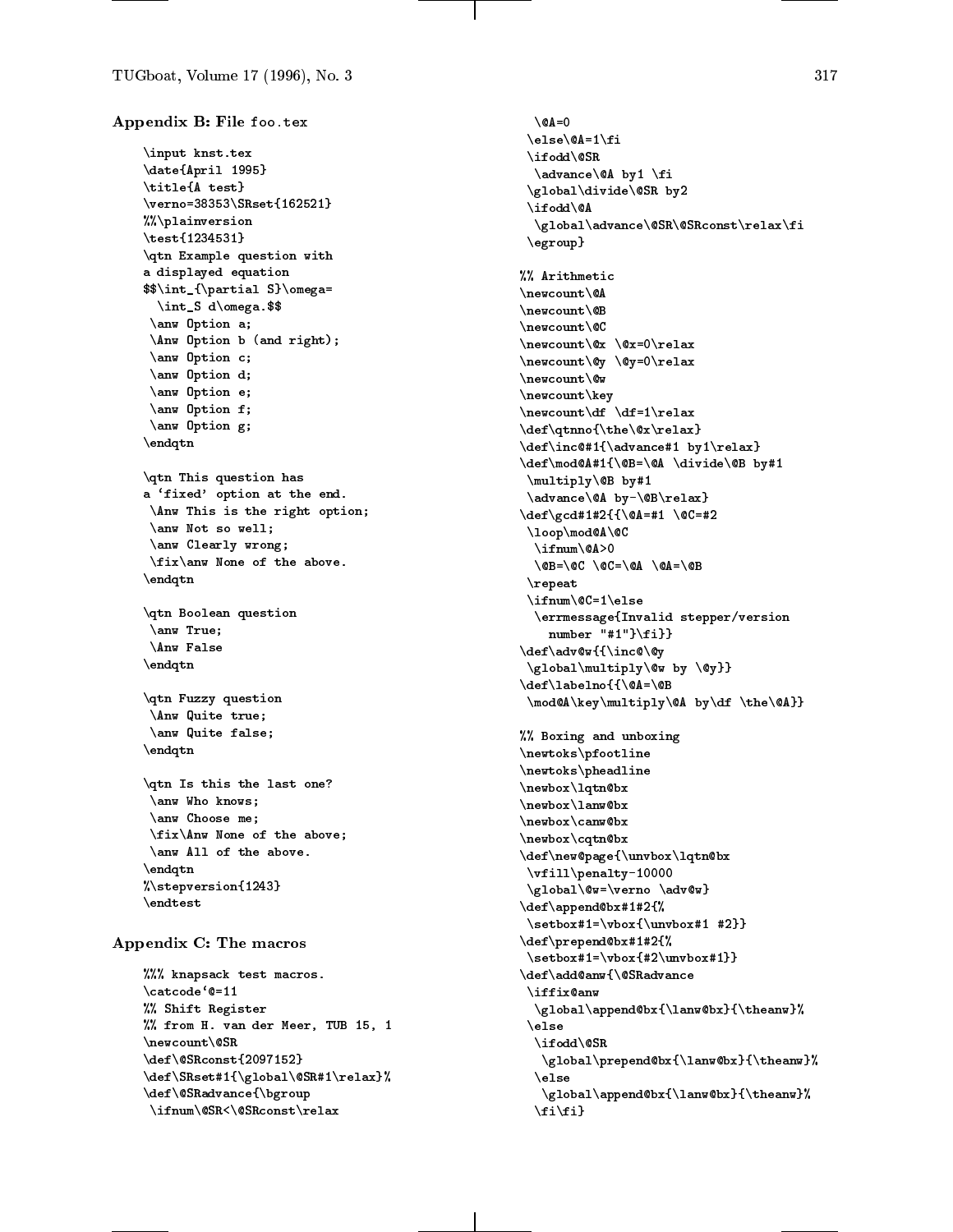### Appendix B: File foo.tex

```
\input knst.tex
\date{April 1995}
\title{A test}
\verno=38353\SRset{162521}
%%\plainversion
\test{1234531}
\qtn Example question with
a displayed equation
$$\int_{\partial S}\omega=
  \int_S d\omega.$$
 \anw Option a;
 \Anw Option b (and right);
 \anw Option c;
 \anw Option d;
 \anw Option e;
 \anw Option f;
 \anw Option g;
\endqtn

\qtn This question has
a `fixed' option at the end.
 \Anw This is the right option;
 \anw Not so well;
 \anw Clearly wrong;
 \fix\anw None of the above.
\endqtn

\qtn Boolean question
 \anw True;
 \Anw False
\endqtn

\qtn Fuzzy question
 \Anw Quite true;
 \anw Quite false;
\endqtn

\qtn Is this the last one?
 \anw Who knows;
 \anw Choose me;
 \fix\Anw None of the above;
 \anw All of the above.
\endqtn
%\stepversion{1243}
\endtest
```

### Appendix C: The macros

```
%%% knapsack test macros.
\catcode`@=11
%% Shift Register
%% from H. van der Meer, TUB 15, 1
\newcount\@SR
\def\@SRconst{2097152}
\def\SRset#1{\global\@SR#1\relax}%
\def\@SRadvance{\bgroup
 \ifnum\@SR<\@SRconst\relax
  \@A=0
 \else\@A=1\fi
 \ifodd\@SR
  \advance\@A by1 \fi
 \global\divide\@SR by2
 \ifodd\@A
  \global\advance\@SR\@SRconst\relax\fi
 \egroup}

%% Arithmetic
\newcount\@A
\newcount\@B
\newcount\@C
\newcount\@x \@x=0\relax
\newcount\@y \@y=0\relax
\newcount\@w
\newcount\key
\newcount\df \df=1\relax
\def\qtnno{\the\@x\relax}
\def\inc@#1{\advance#1 by1\relax}
\def\mod@A#1{\@B=\@A \divide\@B by#1
 \multiply\@B by#1
 \advance\@A by-\@B\relax}
\def\gcd#1#2{{\@A=#1 \@C=#2
 \loop\mod@A\@C
  \ifnum\@A>0
  \@B=\@C \@C=\@A \@A=\@B
 \repeat
 \ifnum\@C=1\else
  \errmessage{Invalid stepper/version
    number "#1"}\fi}}
\def\adv@w{{\inc@\@y
 \global\multiply\@w by \@y}}
\def\labelno{{\@A=\@B
 \mod@A\key\multiply\@A by\df \the\@A}}

%% Boxing and unboxing
\newtoks\pfootline
\newtoks\pheadline
\newbox\lqtn@bx
\newbox\lanw@bx
\newbox\canw@bx
\newbox\cqtn@bx
\def\new@page{\unvbox\lqtn@bx
 \vfill\penalty-10000
 \global\@w=\verno \adv@w}
\def\append@bx#1#2{%
 \setbox#1=\vbox{\unvbox#1 #2}}
\def\prepend@bx#1#2{%
 \setbox#1=\vbox{#2\unvbox#1}}
\def\add@anw{\@SRadvance
 \iffix@anw
  \global\append@bx{\lanw@bx}{\theanw}%
 \else
  \ifodd\@SR
   \global\prepend@bx{\lanw@bx}{\theanw}%
  \else
   \global\append@bx{\lanw@bx}{\theanw}%
  \fi\fi}
```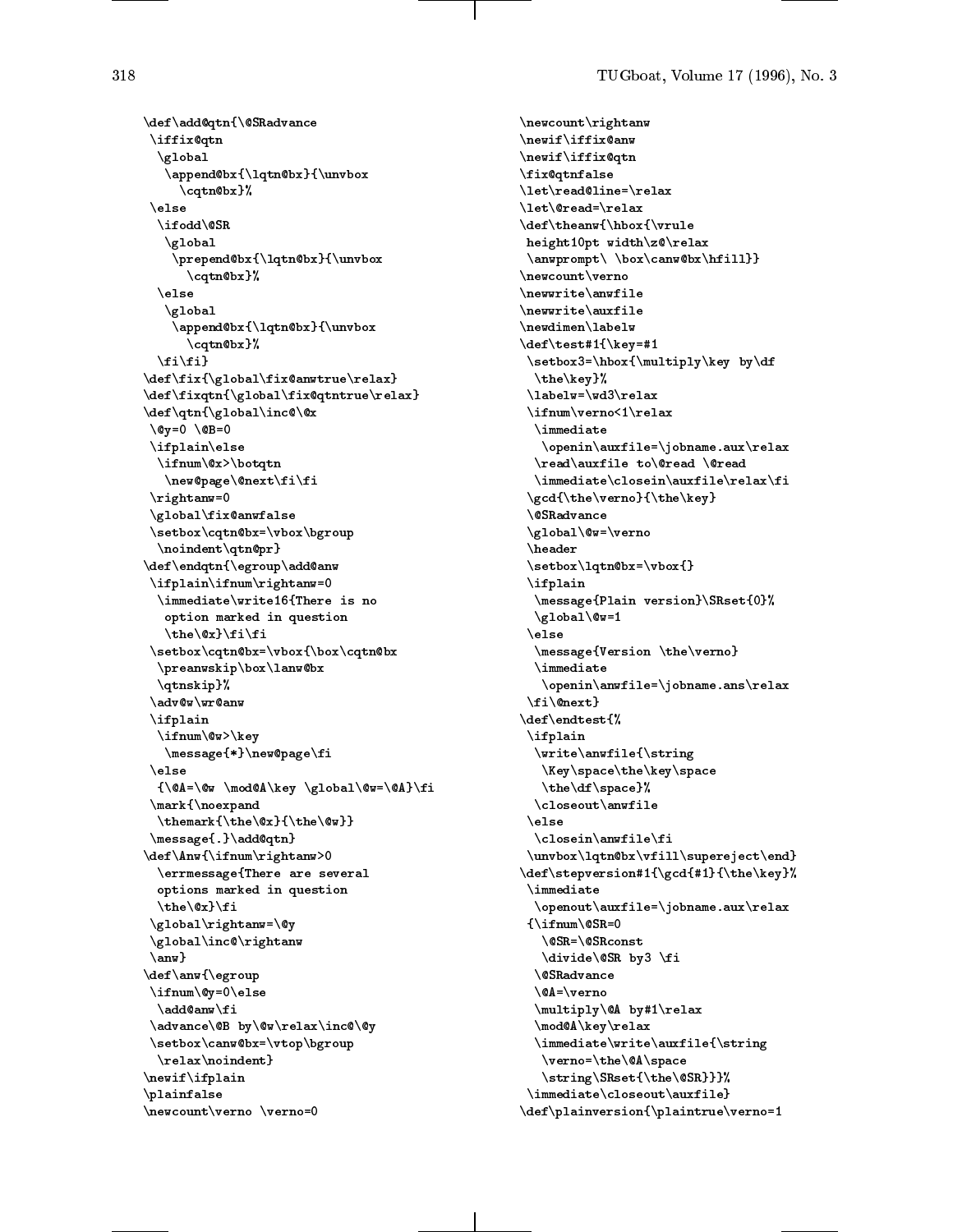```
\def\add@qtn{\@SRadvance
 \iffix@qtn
  \global
   \append@bx{\lqtn@bx}{\unvbox
     \cqtn@bx}%
 \else
  \ifodd\@SR
   \global
    \prepend@bx{\lqtn@bx}{\unvbox
      \cqtn@bx}%
  \else
   \global
    \append@bx{\lqtn@bx}{\unvbox
      \cqtn@bx}%
  \fi\fi}
\def\fix{\global\fix@anwtrue\relax}
\def\fixqtn{\global\fix@qtntrue\relax}
\def\qtn{\global\inc@\@x
 \@y=0 \@B=0
 \ifplain\else
  \ifnum\@x>\botqtn
   \new@page\@next\fi\fi
 \rightanw=0
 \global\fix@anwfalse
 \setbox\cqtn@bx=\vbox\bgroup
  \noindent\qtn@pr}
\def\endqtn{\egroup\add@anw
 \ifplain\ifnum\rightanw=0
  \immediate\write16{There is no
   option marked in question
   \the\@x}\fi\fi
 \setbox\cqtn@bx=\vbox{\box\cqtn@bx
  \preanwskip\box\lanw@bx
  \qtnskip}%
 \adv@w\wr@anw
 \ifplain
  \ifnum\@w>\key
   \message{*}\new@page\fi
 \else
  {\@A=\@w \mod@A\key \global\@w=\@A}\fi
 \mark{\noexpand
  \themark{\the\@x}{\the\@w}}
 \message{.}\add@qtn}
\def\Anw{\ifnum\rightanw>0
  \errmessage{There are several
  options marked in question
  \the\@x}\fi
 \global\rightanw=\@y
 \global\inc@\rightanw
 \anw}
\def\anw{\egroup
 \ifnum\@y=0\else
  \add@anw\fi
 \advance\@B by\@w\relax\inc@\@y
 \setbox\canw@bx=\vtop\bgroup
  \relax\noindent}
\newif\ifplain
\plainfalse
\newcount\verno \verno=0
\newcount\rightanw
\newif\iffix@anw
\newif\iffix@qtn
\fix@qtnfalse
\let\read@line=\relax
\let\@read=\relax
\def\theanw{\hbox{\vrule
 height10pt width\z@\relax
 \anwprompt\ \box\canw@bx\hfill}}
\newcount\verno
\newwrite\anwfile
\newwrite\auxfile
\newdimen\labelw
\def\test#1{\key=#1
 \setbox3=\hbox{\multiply\key by\df
  \the\key}%
 \labelw=\wd3\relax
 \ifnum\verno<1\relax
  \immediate
   \openin\auxfile=\jobname.aux\relax
  \read\auxfile to\@read \@read
  \immediate\closein\auxfile\relax\fi
 \gcd{\the\verno}{\the\key}
 \@SRadvance
 \global\@w=\verno
 \header
 \setbox\lqtn@bx=\vbox{}
 \ifplain
  \message{Plain version}\SRset{0}%
  \global\@w=1
 \else
  \message{Version \the\verno}
  \immediate
   \openin\anwfile=\jobname.ans\relax
 \fi\@next}
\def\endtest{%
 \ifplain
  \write\anwfile{\string
   \Key\space\the\key\space
   \the\df\space}%
  \closeout\anwfile
 \else
  \closein\anwfile\fi
 \unvbox\lqtn@bx\vfill\supereject\end}
\def\stepversion#1{\gcd{#1}{\the\key}%
 \immediate
  \openout\auxfile=\jobname.aux\relax
 {\ifnum\@SR=0
   \@SR=\@SRconst
   \divide\@SR by3 \fi
  \@SRadvance
  \@A=\verno
  \multiply\@A by#1\relax
  \mod@A\key\relax
  \immediate\write\auxfile{\string
   \verno=\the\@A\space
   \string\SRset{\the\@SR}}}%
 \immediate\closeout\auxfile}
\def\plainversion{\plaintrue\verno=1
```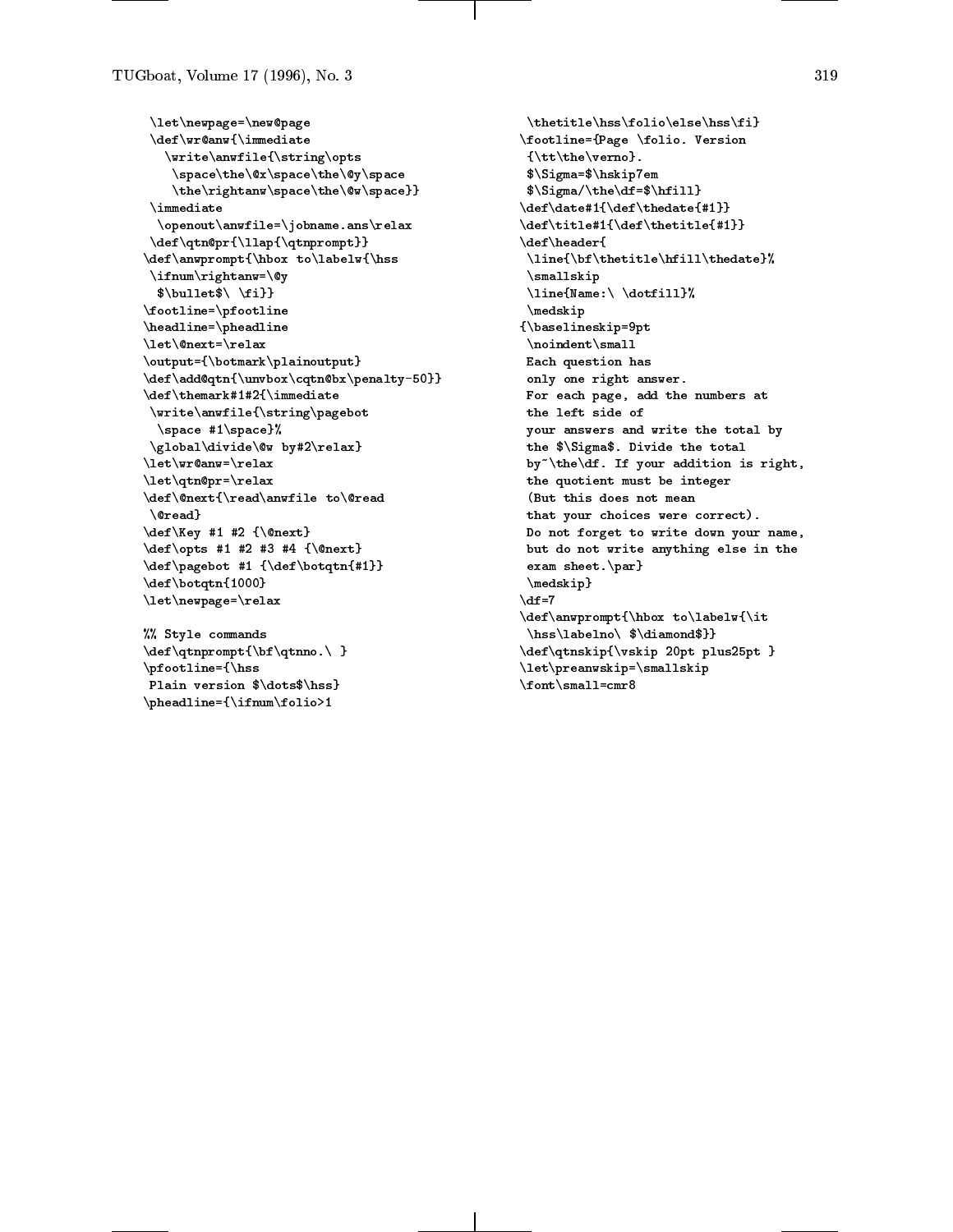```
 \let\newpage=\new@page
 \def\wr@anw{\immediate
   \write\anwfile{\string\opts
    \space\the\@x\space\the\@y\space
    \the\rightanw\space\the\@w\space}}
 \immediate
  \openout\anwfile=\jobname.ans\relax
 \def\qtn@pr{\llap{\qtnprompt}}
\def\anwprompt{\hbox to\labelw{\hss
 \ifnum\rightanw=\@y
  $\bullet$\ \fi}}
\footline=\pfootline
\headline=\pheadline
\let\@next=\relax
\output={\botmark\plainoutput}
\def\add@qtn{\unvbox\cqtn@bx\penalty-50}}
\def\themark#1#2{\immediate
 \write\anwfile{\string\pagebot
  \space #1\space}%
 \global\divide\@w by#2\relax}
\let\wr@anw=\relax
\let\qtn@pr=\relax
\def\@next{\read\anwfile to\@read
 \@read}
\def\Key #1 #2 {\@next}
\def\opts #1 #2 #3 #4 {\@next}
\def\pagebot #1 {\def\botqtn{#1}}
\def\botqtn{1000}
\let\newpage=\relax

%% Style commands
\def\qtnprompt{\bf\qtnno.\ }
\pfootline={\hss
 Plain version $\dots$\hss}
\pheadline={\ifnum\folio>1
 \thetitle\hss\folio\else\hss\fi}
\footline={Page \folio. Version
 {\tt\the\verno}.
 $\Sigma=$\hskip7em
 $\Sigma/\the\df=$\hfill}
\def\date#1{\def\thedate{#1}}
\def\title#1{\def\thetitle{#1}}
\def\header{
 \line{\bf\thetitle\hfill\thedate}%
 \smallskip
 \line{Name:\ \dotfill}%
 \medskip
{\baselineskip=9pt
 \noindent\small
 Each question has
 only one right answer.
 For each page, add the numbers at
 the left side of
 your answers and write the total by
 the $\Sigma$. Divide the total
 by~\the\df. If your addition is right,
 the quotient must be integer
 (But this does not mean
 that your choices were correct).
 Do not forget to write down your name,
 but do not write anything else in the
 exam sheet.\par}
 \medskip}
\df=7
\def\anwprompt{\hbox to\labelw{\it
 \hss\labelno\ $\diamond$}}
\def\qtnskip{\vskip 20pt plus25pt }
\let\preanwskip=\smallskip
\font\small=cmr8
```